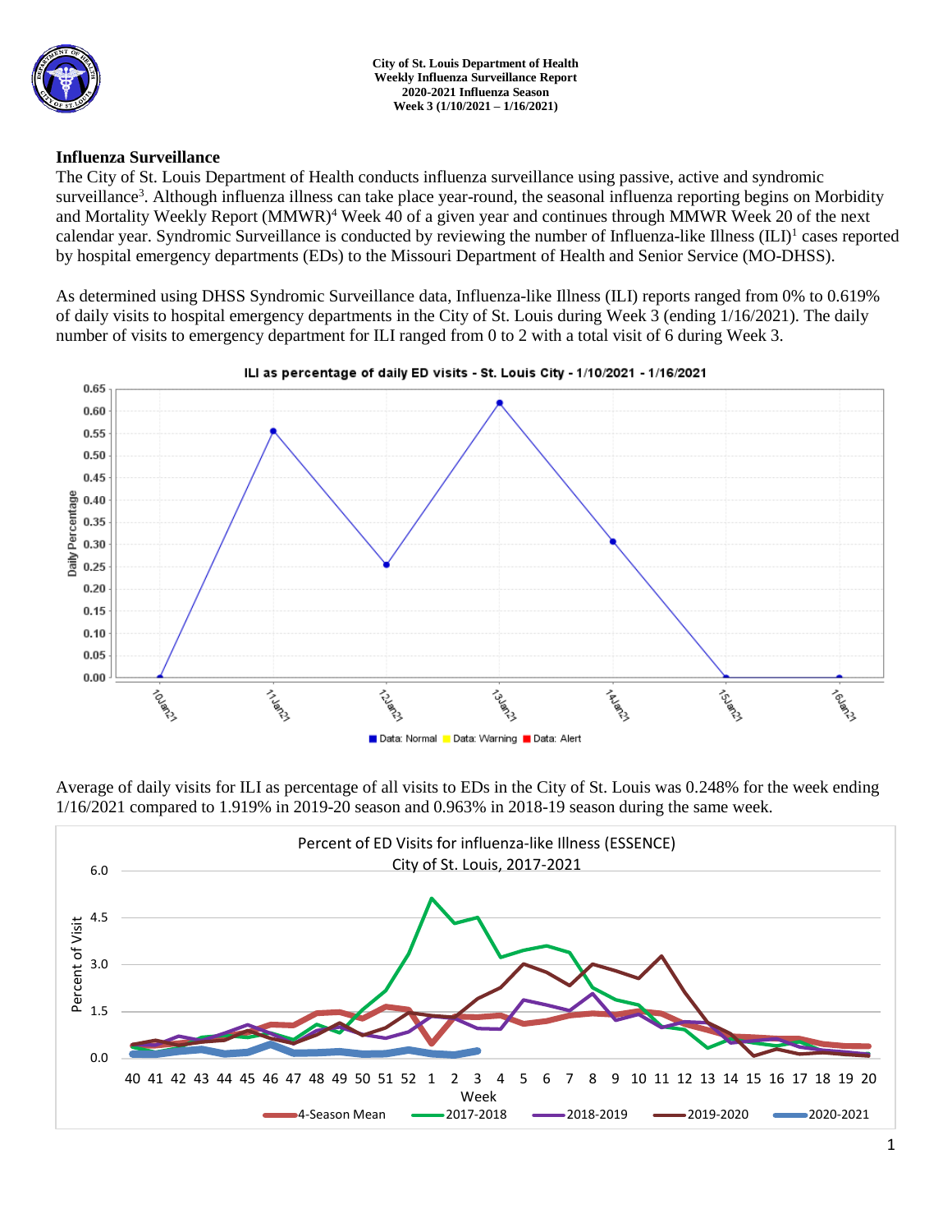City of St. Louis Department of Health
Weekly Influenza Surveillance Report
2020-2021 Influenza Season
Week 3 (1/10/2021 – 1/16/2021)

## Influenza Surveillance

The City of St. Louis Department of Health conducts influenza surveillance using passive, active and syndromic surveillance[3]. Although influenza illness can take place year-round, the seasonal influenza reporting begins on Morbidity and Mortality Weekly Report (MMWR)[4] Week 40 of a given year and continues through MMWR Week 20 of the next calendar year. Syndromic Surveillance is conducted by reviewing the number of Influenza-like Illness (ILI)[1] cases reported by hospital emergency departments (EDs) to the Missouri Department of Health and Senior Service (MO-DHSS).

As determined using DHSS Syndromic Surveillance data, Influenza-like Illness (ILI) reports ranged from 0% to 0.619% of daily visits to hospital emergency departments in the City of St. Louis during Week 3 (ending 1/16/2021). The daily number of visits to emergency department for ILI ranged from 0 to 2 with a total visit of 6 during Week 3.

Average of daily visits for ILI as percentage of all visits to EDs in the City of St. Louis was 0.248% for the week ending 1/16/2021 compared to 1.919% in 2019-20 season and 0.963% in 2018-19 season during the same week.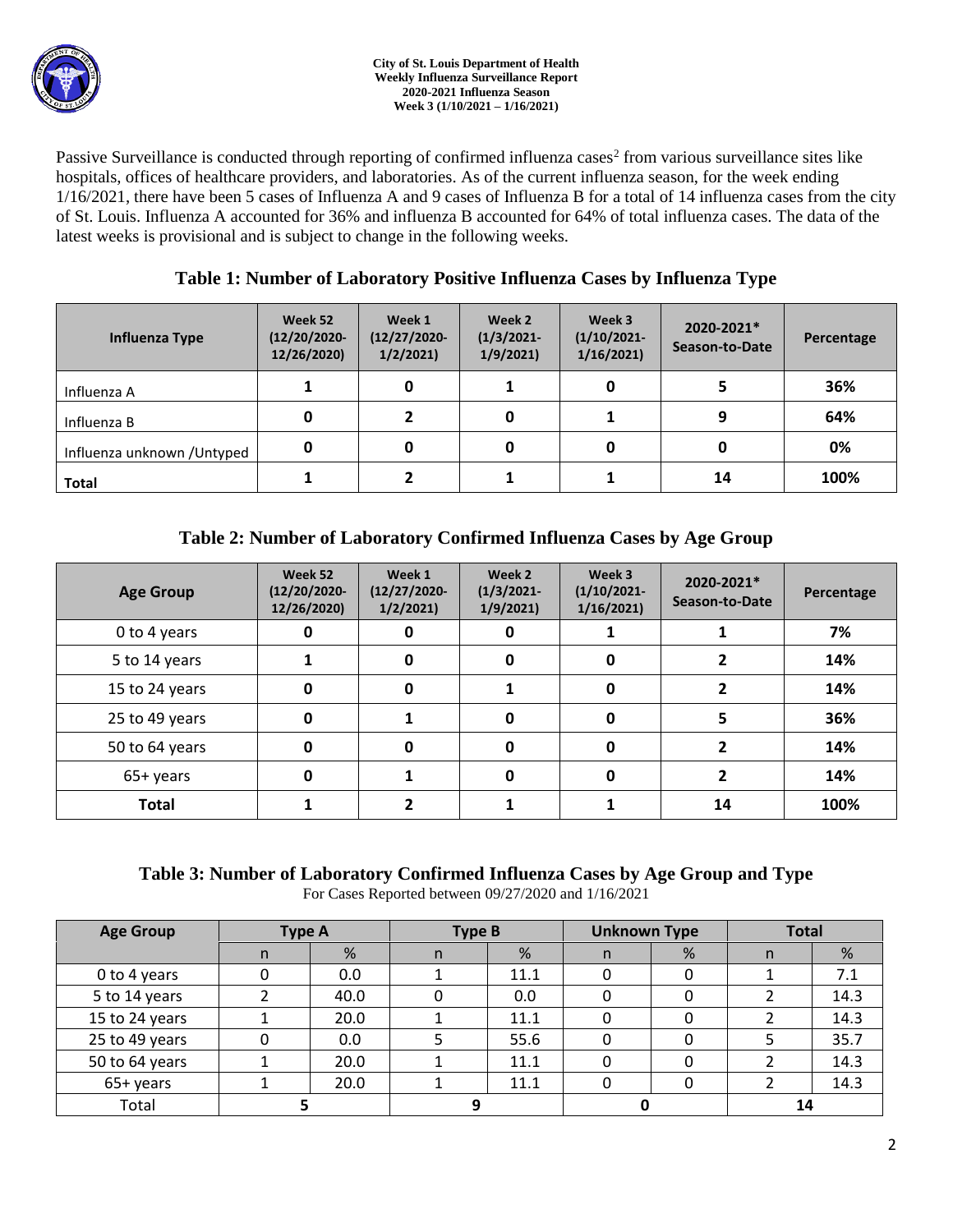**City of St. Louis Department of Health**
**Weekly Influenza Surveillance Report**
**2020-2021 Influenza Season**
**Week 3 (1/10/2021 – 1/16/2021)**

Passive Surveillance is conducted through reporting of confirmed influenza cases[2] from various surveillance sites like hospitals, offices of healthcare providers, and laboratories. As of the current influenza season, for the week ending 1/16/2021, there have been 5 cases of Influenza A and 9 cases of Influenza B for a total of 14 influenza cases from the city of St. Louis. Influenza A accounted for 36% and influenza B accounted for 64% of total influenza cases. The data of the latest weeks is provisional and is subject to change in the following weeks.

## Table 1: Number of Laboratory Positive Influenza Cases by Influenza Type

| Influenza Type | Week 52 (12/20/2020-12/26/2020) | Week 1 (12/27/2020-1/2/2021) | Week 2 (1/3/2021-1/9/2021) | Week 3 (1/10/2021-1/16/2021) | 2020-2021* Season-to-Date | Percentage |
|---|---|---|---|---|---|---|
| Influenza A | 1 | 0 | 1 | 0 | 5 | 36% |
| Influenza B | 0 | 2 | 0 | 1 | 9 | 64% |
| Influenza unknown /Untyped | 0 | 0 | 0 | 0 | 0 | 0% |
| **Total** | 1 | 2 | 1 | 1 | 14 | 100% |

## Table 2: Number of Laboratory Confirmed Influenza Cases by Age Group

| Age Group | Week 52 (12/20/2020-12/26/2020) | Week 1 (12/27/2020-1/2/2021) | Week 2 (1/3/2021-1/9/2021) | Week 3 (1/10/2021-1/16/2021) | 2020-2021* Season-to-Date | Percentage |
|---|---|---|---|---|---|---|
| 0 to 4 years | 0 | 0 | 0 | 1 | 1 | 7% |
| 5 to 14 years | 1 | 0 | 0 | 0 | 2 | 14% |
| 15 to 24 years | 0 | 0 | 1 | 0 | 2 | 14% |
| 25 to 49 years | 0 | 1 | 0 | 0 | 5 | 36% |
| 50 to 64 years | 0 | 0 | 0 | 0 | 2 | 14% |
| 65+ years | 0 | 1 | 0 | 0 | 2 | 14% |
| **Total** | 1 | 2 | 1 | 1 | 14 | 100% |

## Table 3: Number of Laboratory Confirmed Influenza Cases by Age Group and Type

For Cases Reported between 09/27/2020 and 1/16/2021

| Age Group | Type A | | Type B | | Unknown Type | | Total | |
|---|---|---|---|---|---|---|---|---|
| | n | % | n | % | n | % | n | % |
| 0 to 4 years | 0 | 0.0 | 1 | 11.1 | 0 | 0 | 1 | 7.1 |
| 5 to 14 years | 2 | 40.0 | 0 | 0.0 | 0 | 0 | 2 | 14.3 |
| 15 to 24 years | 1 | 20.0 | 1 | 11.1 | 0 | 0 | 2 | 14.3 |
| 25 to 49 years | 0 | 0.0 | 5 | 55.6 | 0 | 0 | 5 | 35.7 |
| 50 to 64 years | 1 | 20.0 | 1 | 11.1 | 0 | 0 | 2 | 14.3 |
| 65+ years | 1 | 20.0 | 1 | 11.1 | 0 | 0 | 2 | 14.3 |
| Total | 5 | | 9 | | 0 | | 14 | |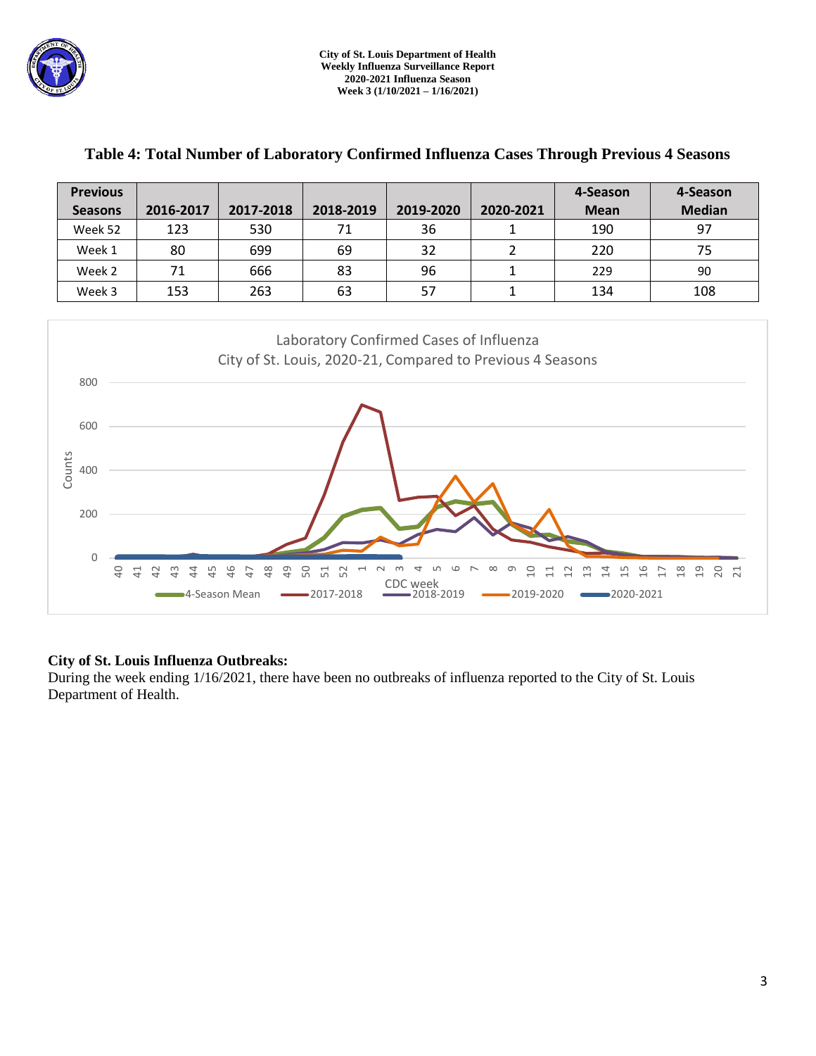## Table 4: Total Number of Laboratory Confirmed Influenza Cases Through Previous 4 Seasons

| Previous Seasons | 2016-2017 | 2017-2018 | 2018-2019 | 2019-2020 | 2020-2021 | 4-Season Mean | 4-Season Median |
|---|---|---|---|---|---|---|---|
| Week 52 | 123 | 530 | 71 | 36 | 1 | 190 | 97 |
| Week 1 | 80 | 699 | 69 | 32 | 2 | 220 | 75 |
| Week 2 | 71 | 666 | 83 | 96 | 1 | 229 | 90 |
| Week 3 | 153 | 263 | 63 | 57 | 1 | 134 | 108 |

**City of St. Louis Influenza Outbreaks:**

During the week ending 1/16/2021, there have been no outbreaks of influenza reported to the City of St. Louis Department of Health.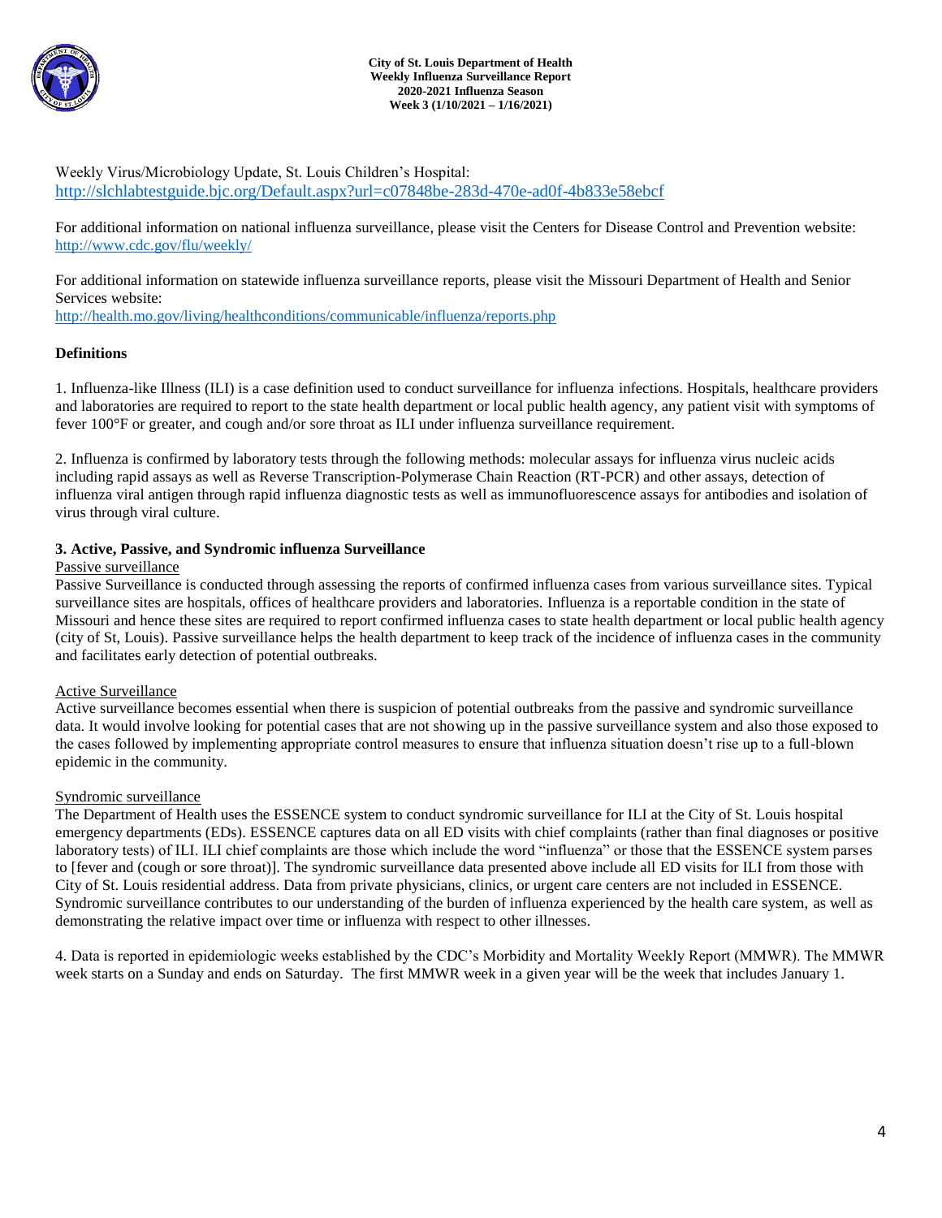Weekly Virus/Microbiology Update, St. Louis Children's Hospital:
http://slchlabtestguide.bjc.org/Default.aspx?url=c07848be-283d-470e-ad0f-4b833e58ebcf

For additional information on national influenza surveillance, please visit the Centers for Disease Control and Prevention website:
http://www.cdc.gov/flu/weekly/

For additional information on statewide influenza surveillance reports, please visit the Missouri Department of Health and Senior Services website:
http://health.mo.gov/living/healthconditions/communicable/influenza/reports.php

**Definitions**

1. Influenza-like Illness (ILI) is a case definition used to conduct surveillance for influenza infections. Hospitals, healthcare providers and laboratories are required to report to the state health department or local public health agency, any patient visit with symptoms of fever 100°F or greater, and cough and/or sore throat as ILI under influenza surveillance requirement.

2. Influenza is confirmed by laboratory tests through the following methods: molecular assays for influenza virus nucleic acids including rapid assays as well as Reverse Transcription-Polymerase Chain Reaction (RT-PCR) and other assays, detection of influenza viral antigen through rapid influenza diagnostic tests as well as immunofluorescence assays for antibodies and isolation of virus through viral culture.

**3. Active, Passive, and Syndromic influenza Surveillance**

Passive surveillance

Passive Surveillance is conducted through assessing the reports of confirmed influenza cases from various surveillance sites. Typical surveillance sites are hospitals, offices of healthcare providers and laboratories. Influenza is a reportable condition in the state of Missouri and hence these sites are required to report confirmed influenza cases to state health department or local public health agency (city of St, Louis). Passive surveillance helps the health department to keep track of the incidence of influenza cases in the community and facilitates early detection of potential outbreaks.

Active Surveillance

Active surveillance becomes essential when there is suspicion of potential outbreaks from the passive and syndromic surveillance data. It would involve looking for potential cases that are not showing up in the passive surveillance system and also those exposed to the cases followed by implementing appropriate control measures to ensure that influenza situation doesn't rise up to a full-blown epidemic in the community.

Syndromic surveillance

The Department of Health uses the ESSENCE system to conduct syndromic surveillance for ILI at the City of St. Louis hospital emergency departments (EDs). ESSENCE captures data on all ED visits with chief complaints (rather than final diagnoses or positive laboratory tests) of ILI. ILI chief complaints are those which include the word "influenza" or those that the ESSENCE system parses to [fever and (cough or sore throat)]. The syndromic surveillance data presented above include all ED visits for ILI from those with City of St. Louis residential address. Data from private physicians, clinics, or urgent care centers are not included in ESSENCE. Syndromic surveillance contributes to our understanding of the burden of influenza experienced by the health care system, as well as demonstrating the relative impact over time or influenza with respect to other illnesses.

4. Data is reported in epidemiologic weeks established by the CDC's Morbidity and Mortality Weekly Report (MMWR). The MMWR week starts on a Sunday and ends on Saturday. The first MMWR week in a given year will be the week that includes January 1.